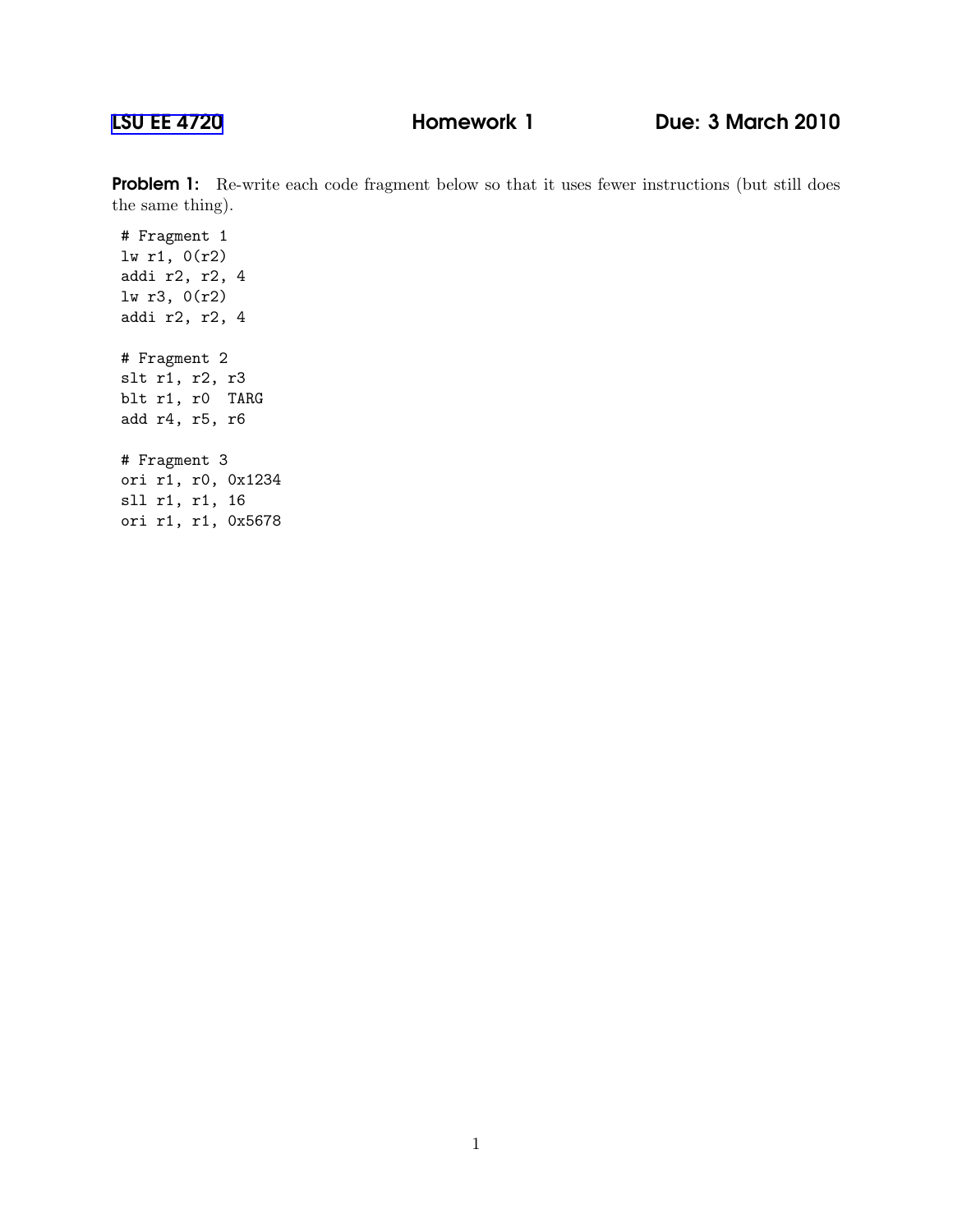LSU EE 4720 **Homework 1** **Due: 3 March 2010**

**Problem 1:** Re-write each code fragment below so that it uses fewer instructions (but still does the same thing).

```
# Fragment 1
lw r1, 0(r2)
addi r2, r2, 4
lw r3, 0(r2)
addi r2, r2, 4

# Fragment 2
slt r1, r2, r3
blt r1, r0  TARG
add r4, r5, r6

# Fragment 3
ori r1, r0, 0x1234
sll r1, r1, 16
ori r1, r1, 0x5678
```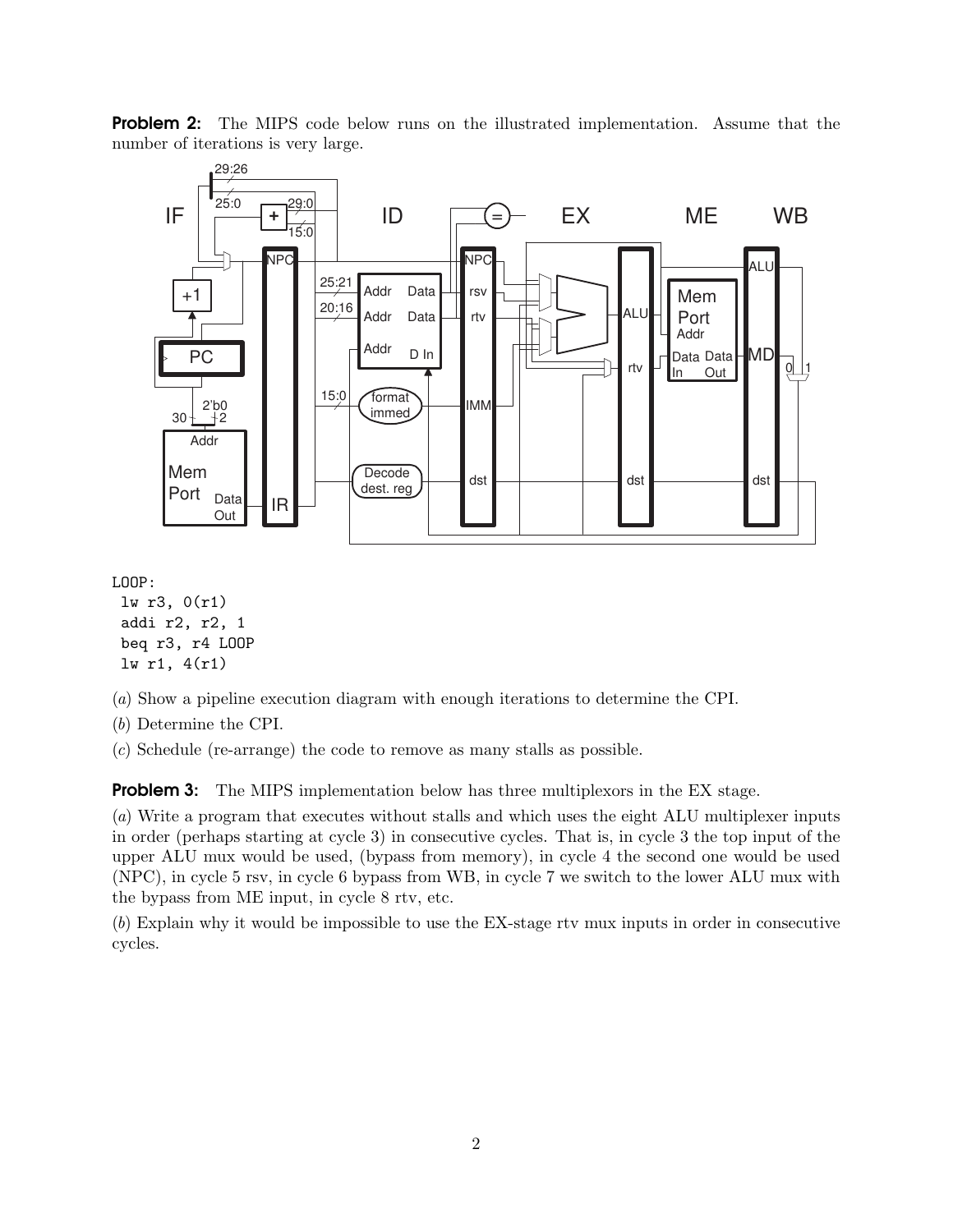**Problem 2:** The MIPS code below runs on the illustrated implementation. Assume that the number of iterations is very large.

29:26
25:0
29:0
15:0
IF
ID
EX
ME
WB
+
=
NPC
NPC
ALU
+1
25:21
20:16
Addr
Addr
Addr
Data
Data
D In
rsv
rtv
Mem
Port
Addr
ALU
PC
Data
In
Data
Out
MD
0
1
rtv
15:0
format
immed
IMM
2'b0
30
2
Addr
Mem
Port
Data
Out
IR
Decode
dest. reg
dst
dst
dst

```
LOOP:
 lw r3, 0(r1)
 addi r2, r2, 1
 beq r3, r4 LOOP
 lw r1, 4(r1)
```

(*a*) Show a pipeline execution diagram with enough iterations to determine the CPI.

(*b*) Determine the CPI.

(*c*) Schedule (re-arrange) the code to remove as many stalls as possible.

**Problem 3:** The MIPS implementation below has three multiplexors in the EX stage.

(*a*) Write a program that executes without stalls and which uses the eight ALU multiplexer inputs in order (perhaps starting at cycle 3) in consecutive cycles. That is, in cycle 3 the top input of the upper ALU mux would be used, (bypass from memory), in cycle 4 the second one would be used (NPC), in cycle 5 rsv, in cycle 6 bypass from WB, in cycle 7 we switch to the lower ALU mux with the bypass from ME input, in cycle 8 rtv, etc.

(*b*) Explain why it would be impossible to use the EX-stage rtv mux inputs in order in consecutive cycles.